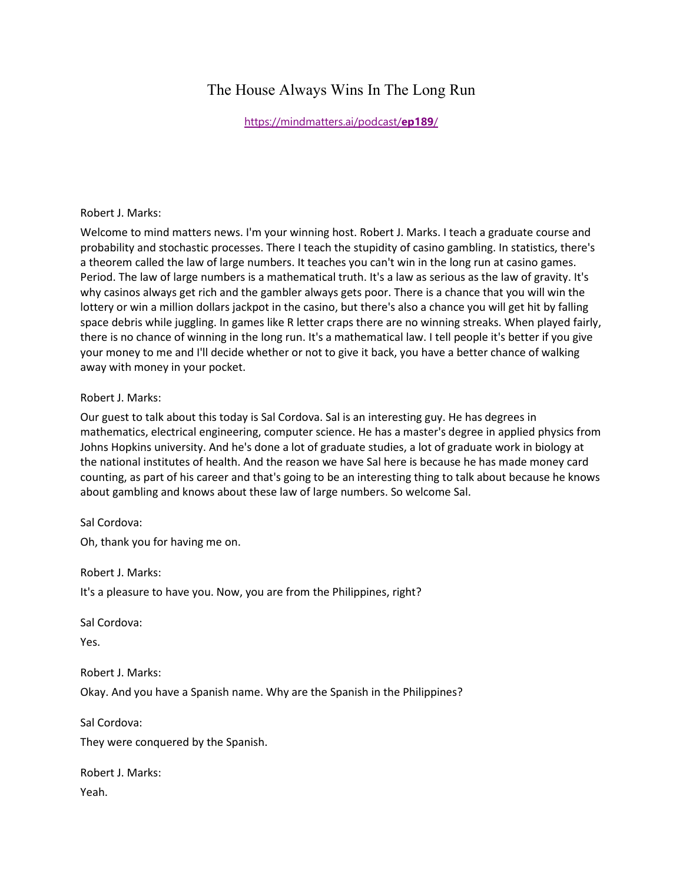# The House Always Wins In The Long Run

https://mindmatters.ai/podcast/**ep189**/

Robert J. Marks:

Welcome to mind matters news. I'm your winning host. Robert J. Marks. I teach a graduate course and probability and stochastic processes. There I teach the stupidity of casino gambling. In statistics, there's a theorem called the law of large numbers. It teaches you can't win in the long run at casino games. Period. The law of large numbers is a mathematical truth. It's a law as serious as the law of gravity. It's why casinos always get rich and the gambler always gets poor. There is a chance that you will win the lottery or win a million dollars jackpot in the casino, but there's also a chance you will get hit by falling space debris while juggling. In games like R letter craps there are no winning streaks. When played fairly, there is no chance of winning in the long run. It's a mathematical law. I tell people it's better if you give your money to me and I'll decide whether or not to give it back, you have a better chance of walking away with money in your pocket.

Robert J. Marks:

Our guest to talk about this today is Sal Cordova. Sal is an interesting guy. He has degrees in mathematics, electrical engineering, computer science. He has a master's degree in applied physics from Johns Hopkins university. And he's done a lot of graduate studies, a lot of graduate work in biology at the national institutes of health. And the reason we have Sal here is because he has made money card counting, as part of his career and that's going to be an interesting thing to talk about because he knows about gambling and knows about these law of large numbers. So welcome Sal.

Sal Cordova:

Oh, thank you for having me on.

Robert J. Marks:

It's a pleasure to have you. Now, you are from the Philippines, right?

Sal Cordova:

Yes.

Robert J. Marks:

Okay. And you have a Spanish name. Why are the Spanish in the Philippines?

Sal Cordova:

They were conquered by the Spanish.

Robert J. Marks:

Yeah.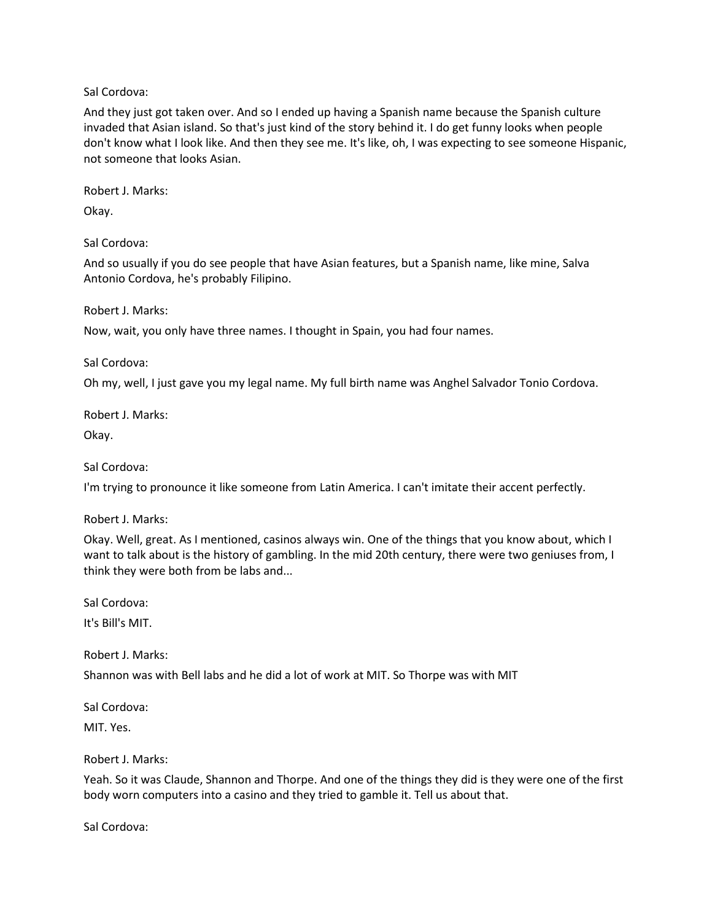Sal Cordova:

And they just got taken over. And so I ended up having a Spanish name because the Spanish culture invaded that Asian island. So that's just kind of the story behind it. I do get funny looks when people don't know what I look like. And then they see me. It's like, oh, I was expecting to see someone Hispanic, not someone that looks Asian.

Robert J. Marks:

Okay.

Sal Cordova:

And so usually if you do see people that have Asian features, but a Spanish name, like mine, Salva Antonio Cordova, he's probably Filipino.

Robert J. Marks:

Now, wait, you only have three names. I thought in Spain, you had four names.

Sal Cordova:

Oh my, well, I just gave you my legal name. My full birth name was Anghel Salvador Tonio Cordova.

Robert J. Marks:

Okay.

Sal Cordova:

I'm trying to pronounce it like someone from Latin America. I can't imitate their accent perfectly.

Robert J. Marks:

Okay. Well, great. As I mentioned, casinos always win. One of the things that you know about, which I want to talk about is the history of gambling. In the mid 20th century, there were two geniuses from, I think they were both from be labs and...

Sal Cordova:

It's Bill's MIT.

Robert J. Marks:

Shannon was with Bell labs and he did a lot of work at MIT. So Thorpe was with MIT

Sal Cordova:

MIT. Yes.

Robert J. Marks:

Yeah. So it was Claude, Shannon and Thorpe. And one of the things they did is they were one of the first body worn computers into a casino and they tried to gamble it. Tell us about that.

Sal Cordova: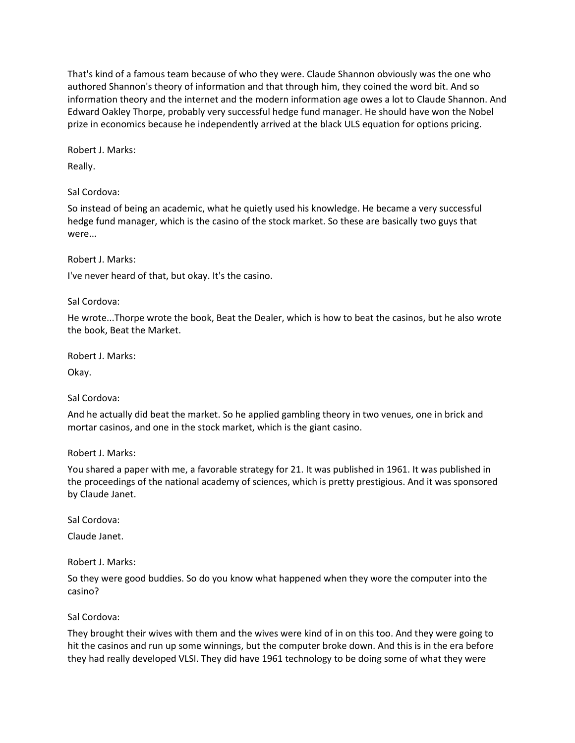That's kind of a famous team because of who they were. Claude Shannon obviously was the one who authored Shannon's theory of information and that through him, they coined the word bit. And so information theory and the internet and the modern information age owes a lot to Claude Shannon. And Edward Oakley Thorpe, probably very successful hedge fund manager. He should have won the Nobel prize in economics because he independently arrived at the black ULS equation for options pricing.

Robert J. Marks:

Really.

Sal Cordova:

So instead of being an academic, what he quietly used his knowledge. He became a very successful hedge fund manager, which is the casino of the stock market. So these are basically two guys that were...

Robert J. Marks:

I've never heard of that, but okay. It's the casino.

Sal Cordova:

He wrote...Thorpe wrote the book, Beat the Dealer, which is how to beat the casinos, but he also wrote the book, Beat the Market.

Robert J. Marks:

Okay.

Sal Cordova:

And he actually did beat the market. So he applied gambling theory in two venues, one in brick and mortar casinos, and one in the stock market, which is the giant casino.

Robert J. Marks:

You shared a paper with me, a favorable strategy for 21. It was published in 1961. It was published in the proceedings of the national academy of sciences, which is pretty prestigious. And it was sponsored by Claude Janet.

Sal Cordova:

Claude Janet.

Robert J. Marks:

So they were good buddies. So do you know what happened when they wore the computer into the casino?

Sal Cordova:

They brought their wives with them and the wives were kind of in on this too. And they were going to hit the casinos and run up some winnings, but the computer broke down. And this is in the era before they had really developed VLSI. They did have 1961 technology to be doing some of what they were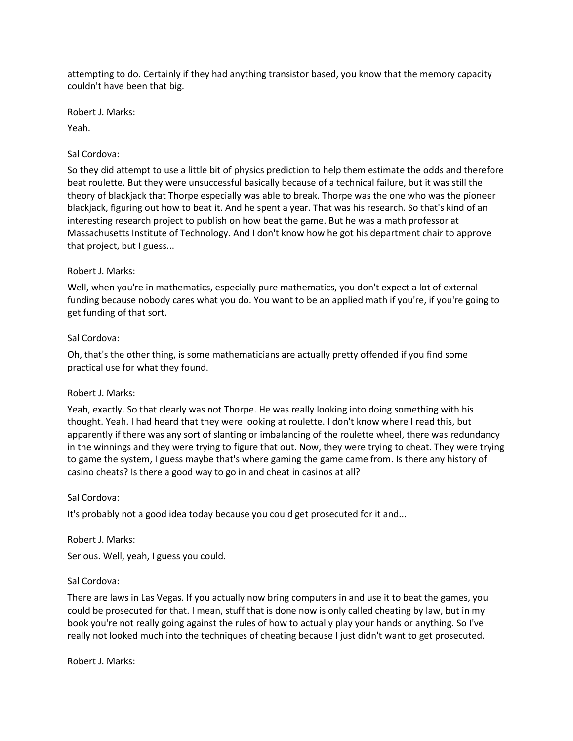attempting to do. Certainly if they had anything transistor based, you know that the memory capacity couldn't have been that big.

Robert J. Marks:

Yeah.

Sal Cordova:

So they did attempt to use a little bit of physics prediction to help them estimate the odds and therefore beat roulette. But they were unsuccessful basically because of a technical failure, but it was still the theory of blackjack that Thorpe especially was able to break. Thorpe was the one who was the pioneer blackjack, figuring out how to beat it. And he spent a year. That was his research. So that's kind of an interesting research project to publish on how beat the game. But he was a math professor at Massachusetts Institute of Technology. And I don't know how he got his department chair to approve that project, but I guess...

Robert J. Marks:

Well, when you're in mathematics, especially pure mathematics, you don't expect a lot of external funding because nobody cares what you do. You want to be an applied math if you're, if you're going to get funding of that sort.

Sal Cordova:

Oh, that's the other thing, is some mathematicians are actually pretty offended if you find some practical use for what they found.

Robert J. Marks:

Yeah, exactly. So that clearly was not Thorpe. He was really looking into doing something with his thought. Yeah. I had heard that they were looking at roulette. I don't know where I read this, but apparently if there was any sort of slanting or imbalancing of the roulette wheel, there was redundancy in the winnings and they were trying to figure that out. Now, they were trying to cheat. They were trying to game the system, I guess maybe that's where gaming the game came from. Is there any history of casino cheats? Is there a good way to go in and cheat in casinos at all?

Sal Cordova:

It's probably not a good idea today because you could get prosecuted for it and...

Robert J. Marks:

Serious. Well, yeah, I guess you could.

Sal Cordova:

There are laws in Las Vegas. If you actually now bring computers in and use it to beat the games, you could be prosecuted for that. I mean, stuff that is done now is only called cheating by law, but in my book you're not really going against the rules of how to actually play your hands or anything. So I've really not looked much into the techniques of cheating because I just didn't want to get prosecuted.

Robert J. Marks: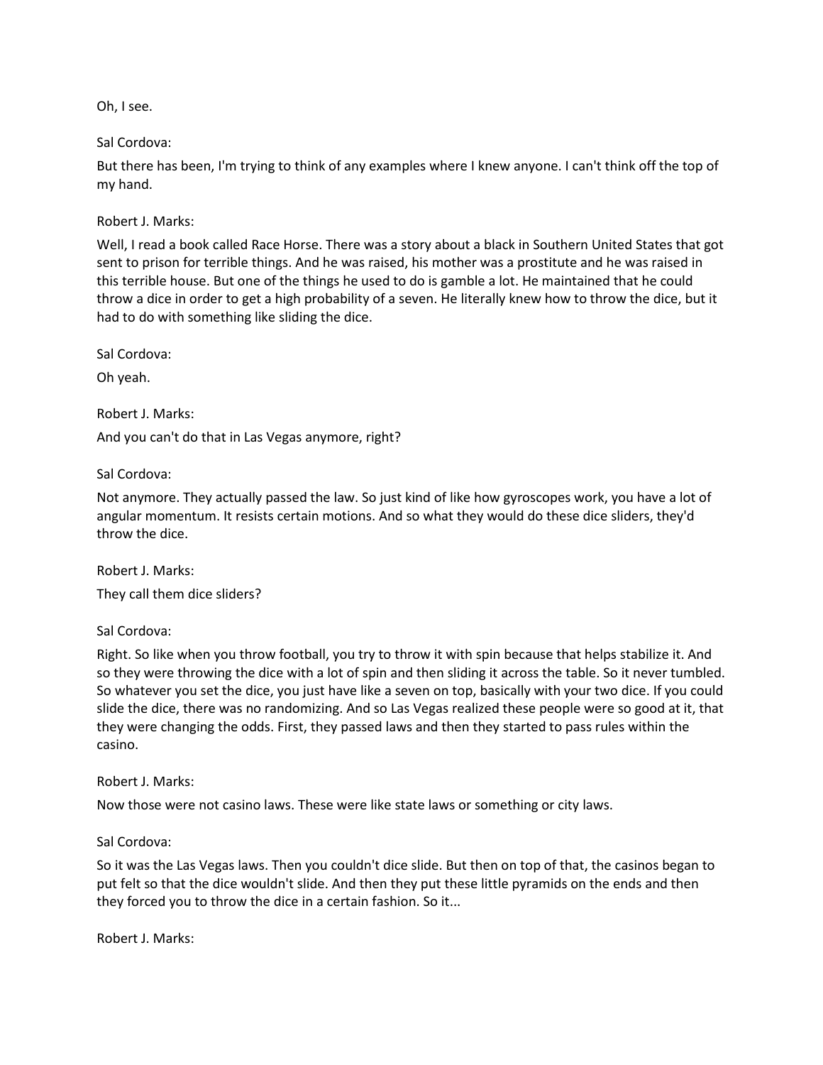Oh, I see.

Sal Cordova:

But there has been, I'm trying to think of any examples where I knew anyone. I can't think off the top of my hand.

Robert J. Marks:

Well, I read a book called Race Horse. There was a story about a black in Southern United States that got sent to prison for terrible things. And he was raised, his mother was a prostitute and he was raised in this terrible house. But one of the things he used to do is gamble a lot. He maintained that he could throw a dice in order to get a high probability of a seven. He literally knew how to throw the dice, but it had to do with something like sliding the dice.

Sal Cordova:

Oh yeah.

Robert J. Marks:

And you can't do that in Las Vegas anymore, right?

Sal Cordova:

Not anymore. They actually passed the law. So just kind of like how gyroscopes work, you have a lot of angular momentum. It resists certain motions. And so what they would do these dice sliders, they'd throw the dice.

Robert J. Marks:

They call them dice sliders?

Sal Cordova:

Right. So like when you throw football, you try to throw it with spin because that helps stabilize it. And so they were throwing the dice with a lot of spin and then sliding it across the table. So it never tumbled. So whatever you set the dice, you just have like a seven on top, basically with your two dice. If you could slide the dice, there was no randomizing. And so Las Vegas realized these people were so good at it, that they were changing the odds. First, they passed laws and then they started to pass rules within the casino.

Robert J. Marks:

Now those were not casino laws. These were like state laws or something or city laws.

Sal Cordova:

So it was the Las Vegas laws. Then you couldn't dice slide. But then on top of that, the casinos began to put felt so that the dice wouldn't slide. And then they put these little pyramids on the ends and then they forced you to throw the dice in a certain fashion. So it...

Robert J. Marks: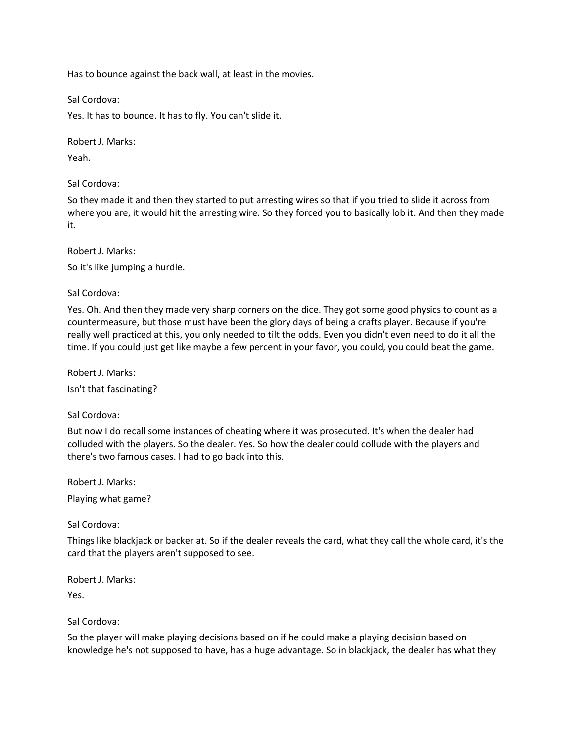Has to bounce against the back wall, at least in the movies.

Sal Cordova:

Yes. It has to bounce. It has to fly. You can't slide it.

Robert J. Marks:

Yeah.

Sal Cordova:

So they made it and then they started to put arresting wires so that if you tried to slide it across from where you are, it would hit the arresting wire. So they forced you to basically lob it. And then they made it.

Robert J. Marks:

So it's like jumping a hurdle.

Sal Cordova:

Yes. Oh. And then they made very sharp corners on the dice. They got some good physics to count as a countermeasure, but those must have been the glory days of being a crafts player. Because if you're really well practiced at this, you only needed to tilt the odds. Even you didn't even need to do it all the time. If you could just get like maybe a few percent in your favor, you could, you could beat the game.

Robert J. Marks:

Isn't that fascinating?

Sal Cordova:

But now I do recall some instances of cheating where it was prosecuted. It's when the dealer had colluded with the players. So the dealer. Yes. So how the dealer could collude with the players and there's two famous cases. I had to go back into this.

Robert J. Marks:

Playing what game?

Sal Cordova:

Things like blackjack or backer at. So if the dealer reveals the card, what they call the whole card, it's the card that the players aren't supposed to see.

Robert J. Marks:

Yes.

Sal Cordova:

So the player will make playing decisions based on if he could make a playing decision based on knowledge he's not supposed to have, has a huge advantage. So in blackjack, the dealer has what they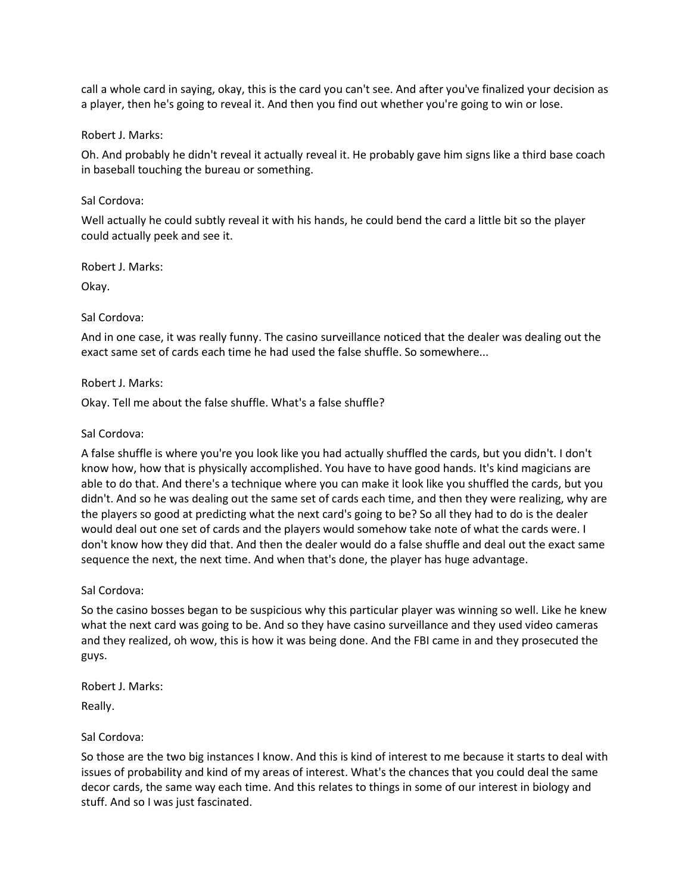call a whole card in saying, okay, this is the card you can't see. And after you've finalized your decision as a player, then he's going to reveal it. And then you find out whether you're going to win or lose.

Robert J. Marks:

Oh. And probably he didn't reveal it actually reveal it. He probably gave him signs like a third base coach in baseball touching the bureau or something.

Sal Cordova:

Well actually he could subtly reveal it with his hands, he could bend the card a little bit so the player could actually peek and see it.

Robert J. Marks:

Okay.

Sal Cordova:

And in one case, it was really funny. The casino surveillance noticed that the dealer was dealing out the exact same set of cards each time he had used the false shuffle. So somewhere...

Robert J. Marks:

Okay. Tell me about the false shuffle. What's a false shuffle?

Sal Cordova:

A false shuffle is where you're you look like you had actually shuffled the cards, but you didn't. I don't know how, how that is physically accomplished. You have to have good hands. It's kind magicians are able to do that. And there's a technique where you can make it look like you shuffled the cards, but you didn't. And so he was dealing out the same set of cards each time, and then they were realizing, why are the players so good at predicting what the next card's going to be? So all they had to do is the dealer would deal out one set of cards and the players would somehow take note of what the cards were. I don't know how they did that. And then the dealer would do a false shuffle and deal out the exact same sequence the next, the next time. And when that's done, the player has huge advantage.

Sal Cordova:

So the casino bosses began to be suspicious why this particular player was winning so well. Like he knew what the next card was going to be. And so they have casino surveillance and they used video cameras and they realized, oh wow, this is how it was being done. And the FBI came in and they prosecuted the guys.

Robert J. Marks:

Really.

Sal Cordova:

So those are the two big instances I know. And this is kind of interest to me because it starts to deal with issues of probability and kind of my areas of interest. What's the chances that you could deal the same decor cards, the same way each time. And this relates to things in some of our interest in biology and stuff. And so I was just fascinated.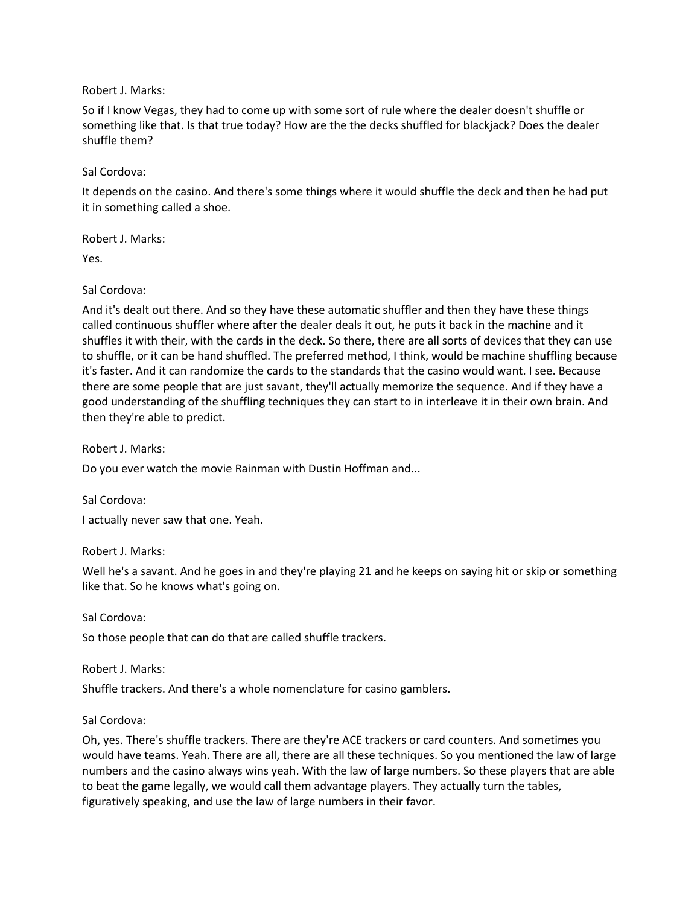Robert J. Marks:

So if I know Vegas, they had to come up with some sort of rule where the dealer doesn't shuffle or something like that. Is that true today? How are the the decks shuffled for blackjack? Does the dealer shuffle them?

Sal Cordova:

It depends on the casino. And there's some things where it would shuffle the deck and then he had put it in something called a shoe.

Robert J. Marks:

Yes.

Sal Cordova:

And it's dealt out there. And so they have these automatic shuffler and then they have these things called continuous shuffler where after the dealer deals it out, he puts it back in the machine and it shuffles it with their, with the cards in the deck. So there, there are all sorts of devices that they can use to shuffle, or it can be hand shuffled. The preferred method, I think, would be machine shuffling because it's faster. And it can randomize the cards to the standards that the casino would want. I see. Because there are some people that are just savant, they'll actually memorize the sequence. And if they have a good understanding of the shuffling techniques they can start to in interleave it in their own brain. And then they're able to predict.

Robert J. Marks:

Do you ever watch the movie Rainman with Dustin Hoffman and...

Sal Cordova:

I actually never saw that one. Yeah.

Robert J. Marks:

Well he's a savant. And he goes in and they're playing 21 and he keeps on saying hit or skip or something like that. So he knows what's going on.

Sal Cordova:

So those people that can do that are called shuffle trackers.

Robert J. Marks:

Shuffle trackers. And there's a whole nomenclature for casino gamblers.

Sal Cordova:

Oh, yes. There's shuffle trackers. There are they're ACE trackers or card counters. And sometimes you would have teams. Yeah. There are all, there are all these techniques. So you mentioned the law of large numbers and the casino always wins yeah. With the law of large numbers. So these players that are able to beat the game legally, we would call them advantage players. They actually turn the tables, figuratively speaking, and use the law of large numbers in their favor.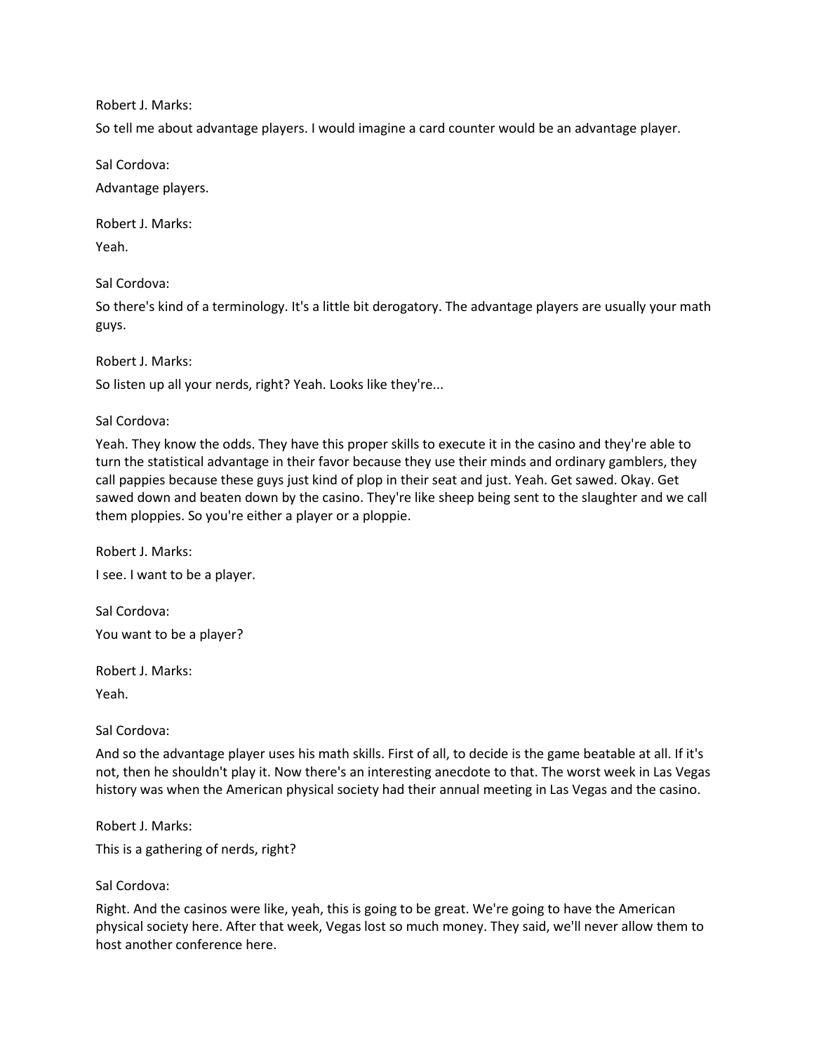Robert J. Marks:

So tell me about advantage players. I would imagine a card counter would be an advantage player.

Sal Cordova:

Advantage players.

Robert J. Marks:

Yeah.

Sal Cordova:

So there's kind of a terminology. It's a little bit derogatory. The advantage players are usually your math guys.

Robert J. Marks:

So listen up all your nerds, right? Yeah. Looks like they're...

Sal Cordova:

Yeah. They know the odds. They have this proper skills to execute it in the casino and they're able to turn the statistical advantage in their favor because they use their minds and ordinary gamblers, they call pappies because these guys just kind of plop in their seat and just. Yeah. Get sawed. Okay. Get sawed down and beaten down by the casino. They're like sheep being sent to the slaughter and we call them ploppies. So you're either a player or a ploppie.

Robert J. Marks:

I see. I want to be a player.

Sal Cordova:

You want to be a player?

Robert J. Marks:

Yeah.

Sal Cordova:

And so the advantage player uses his math skills. First of all, to decide is the game beatable at all. If it's not, then he shouldn't play it. Now there's an interesting anecdote to that. The worst week in Las Vegas history was when the American physical society had their annual meeting in Las Vegas and the casino.

Robert J. Marks:

This is a gathering of nerds, right?

Sal Cordova:

Right. And the casinos were like, yeah, this is going to be great. We're going to have the American physical society here. After that week, Vegas lost so much money. They said, we'll never allow them to host another conference here.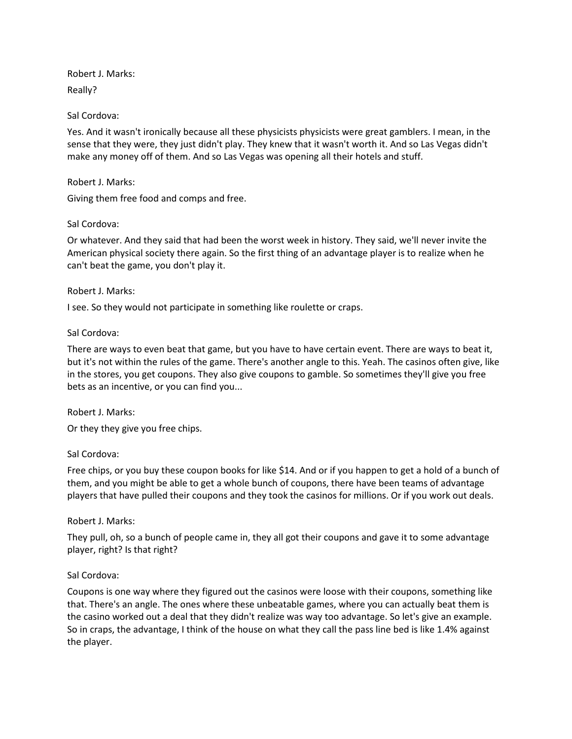Robert J. Marks:

Really?

Sal Cordova:

Yes. And it wasn't ironically because all these physicists physicists were great gamblers. I mean, in the sense that they were, they just didn't play. They knew that it wasn't worth it. And so Las Vegas didn't make any money off of them. And so Las Vegas was opening all their hotels and stuff.

Robert J. Marks:

Giving them free food and comps and free.

Sal Cordova:

Or whatever. And they said that had been the worst week in history. They said, we'll never invite the American physical society there again. So the first thing of an advantage player is to realize when he can't beat the game, you don't play it.

Robert J. Marks:

I see. So they would not participate in something like roulette or craps.

Sal Cordova:

There are ways to even beat that game, but you have to have certain event. There are ways to beat it, but it's not within the rules of the game. There's another angle to this. Yeah. The casinos often give, like in the stores, you get coupons. They also give coupons to gamble. So sometimes they'll give you free bets as an incentive, or you can find you...

Robert J. Marks:

Or they they give you free chips.

Sal Cordova:

Free chips, or you buy these coupon books for like $14. And or if you happen to get a hold of a bunch of them, and you might be able to get a whole bunch of coupons, there have been teams of advantage players that have pulled their coupons and they took the casinos for millions. Or if you work out deals.

Robert J. Marks:

They pull, oh, so a bunch of people came in, they all got their coupons and gave it to some advantage player, right? Is that right?

Sal Cordova:

Coupons is one way where they figured out the casinos were loose with their coupons, something like that. There's an angle. The ones where these unbeatable games, where you can actually beat them is the casino worked out a deal that they didn't realize was way too advantage. So let's give an example. So in craps, the advantage, I think of the house on what they call the pass line bed is like 1.4% against the player.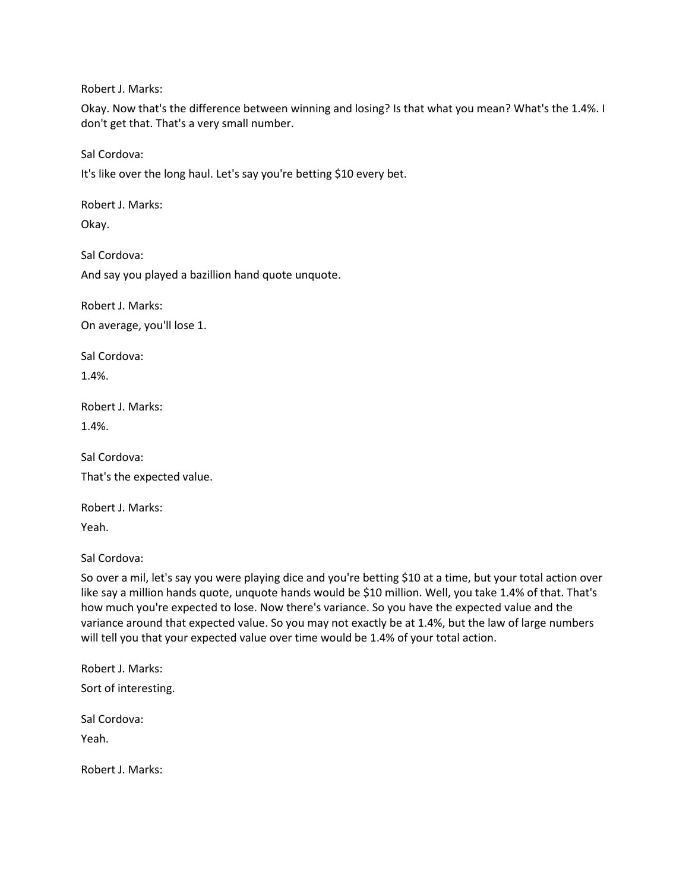Robert J. Marks:

Okay. Now that's the difference between winning and losing? Is that what you mean? What's the 1.4%. I don't get that. That's a very small number.

Sal Cordova:

It's like over the long haul. Let's say you're betting $10 every bet.

Robert J. Marks:

Okay.

Sal Cordova:

And say you played a bazillion hand quote unquote.

Robert J. Marks:

On average, you'll lose 1.

Sal Cordova:

1.4%.

Robert J. Marks:

1.4%.

Sal Cordova:

That's the expected value.

Robert J. Marks:

Yeah.

Sal Cordova:

So over a mil, let's say you were playing dice and you're betting $10 at a time, but your total action over like say a million hands quote, unquote hands would be $10 million. Well, you take 1.4% of that. That's how much you're expected to lose. Now there's variance. So you have the expected value and the variance around that expected value. So you may not exactly be at 1.4%, but the law of large numbers will tell you that your expected value over time would be 1.4% of your total action.

Robert J. Marks:

Sort of interesting.

Sal Cordova:

Yeah.

Robert J. Marks: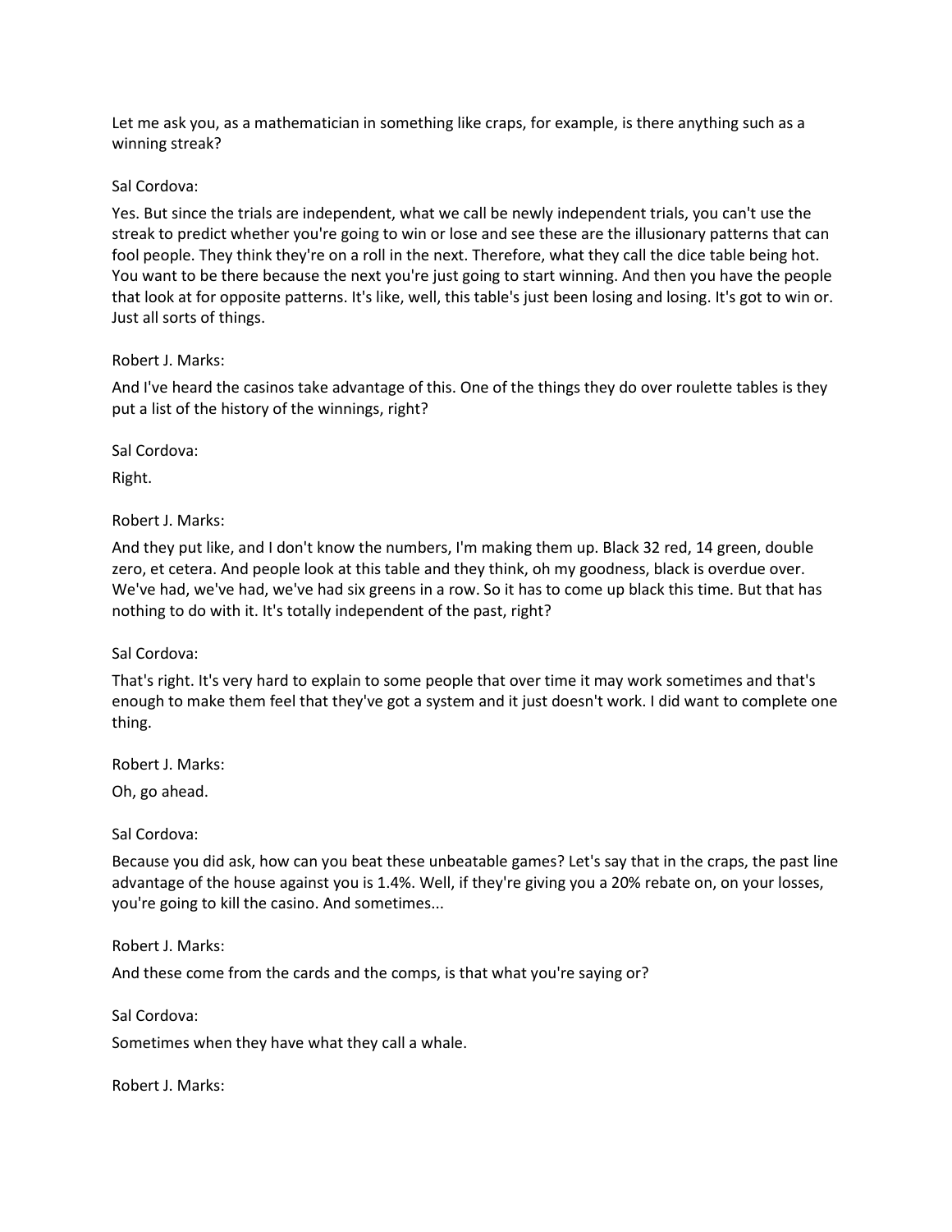Let me ask you, as a mathematician in something like craps, for example, is there anything such as a winning streak?

Sal Cordova:

Yes. But since the trials are independent, what we call be newly independent trials, you can't use the streak to predict whether you're going to win or lose and see these are the illusionary patterns that can fool people. They think they're on a roll in the next. Therefore, what they call the dice table being hot. You want to be there because the next you're just going to start winning. And then you have the people that look at for opposite patterns. It's like, well, this table's just been losing and losing. It's got to win or. Just all sorts of things.

Robert J. Marks:

And I've heard the casinos take advantage of this. One of the things they do over roulette tables is they put a list of the history of the winnings, right?

Sal Cordova:

Right.

Robert J. Marks:

And they put like, and I don't know the numbers, I'm making them up. Black 32 red, 14 green, double zero, et cetera. And people look at this table and they think, oh my goodness, black is overdue over. We've had, we've had, we've had six greens in a row. So it has to come up black this time. But that has nothing to do with it. It's totally independent of the past, right?

Sal Cordova:

That's right. It's very hard to explain to some people that over time it may work sometimes and that's enough to make them feel that they've got a system and it just doesn't work. I did want to complete one thing.

Robert J. Marks:

Oh, go ahead.

Sal Cordova:

Because you did ask, how can you beat these unbeatable games? Let's say that in the craps, the past line advantage of the house against you is 1.4%. Well, if they're giving you a 20% rebate on, on your losses, you're going to kill the casino. And sometimes...

Robert J. Marks:

And these come from the cards and the comps, is that what you're saying or?

Sal Cordova:

Sometimes when they have what they call a whale.

Robert J. Marks: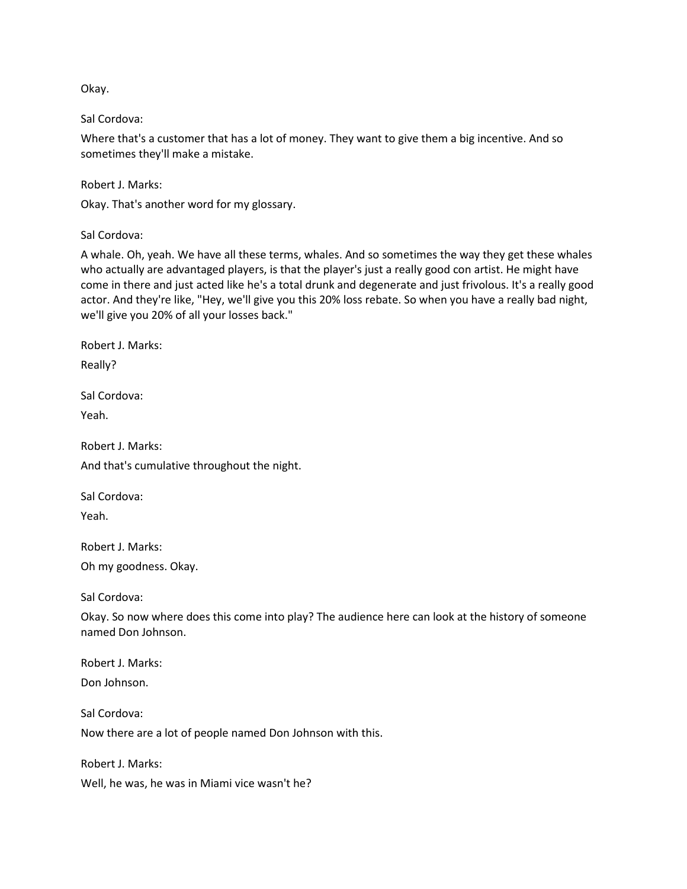Okay.

Sal Cordova:

Where that's a customer that has a lot of money. They want to give them a big incentive. And so sometimes they'll make a mistake.

Robert J. Marks:

Okay. That's another word for my glossary.

Sal Cordova:

A whale. Oh, yeah. We have all these terms, whales. And so sometimes the way they get these whales who actually are advantaged players, is that the player's just a really good con artist. He might have come in there and just acted like he's a total drunk and degenerate and just frivolous. It's a really good actor. And they're like, "Hey, we'll give you this 20% loss rebate. So when you have a really bad night, we'll give you 20% of all your losses back."

Robert J. Marks:

Really?

Sal Cordova:

Yeah.

Robert J. Marks:

And that's cumulative throughout the night.

Sal Cordova:

Yeah.

Robert J. Marks:

Oh my goodness. Okay.

Sal Cordova:

Okay. So now where does this come into play? The audience here can look at the history of someone named Don Johnson.

Robert J. Marks:

Don Johnson.

Sal Cordova:

Now there are a lot of people named Don Johnson with this.

Robert J. Marks:

Well, he was, he was in Miami vice wasn't he?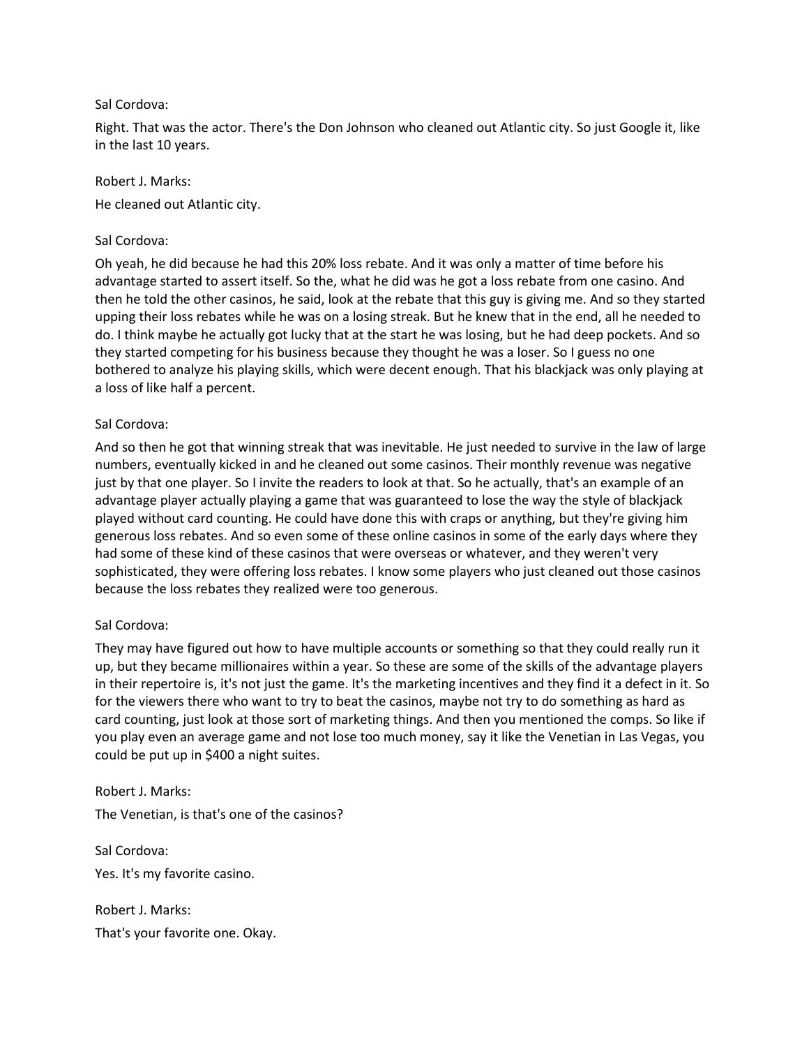Sal Cordova:

Right. That was the actor. There's the Don Johnson who cleaned out Atlantic city. So just Google it, like in the last 10 years.

Robert J. Marks:

He cleaned out Atlantic city.

Sal Cordova:

Oh yeah, he did because he had this 20% loss rebate. And it was only a matter of time before his advantage started to assert itself. So the, what he did was he got a loss rebate from one casino. And then he told the other casinos, he said, look at the rebate that this guy is giving me. And so they started upping their loss rebates while he was on a losing streak. But he knew that in the end, all he needed to do. I think maybe he actually got lucky that at the start he was losing, but he had deep pockets. And so they started competing for his business because they thought he was a loser. So I guess no one bothered to analyze his playing skills, which were decent enough. That his blackjack was only playing at a loss of like half a percent.

Sal Cordova:

And so then he got that winning streak that was inevitable. He just needed to survive in the law of large numbers, eventually kicked in and he cleaned out some casinos. Their monthly revenue was negative just by that one player. So I invite the readers to look at that. So he actually, that's an example of an advantage player actually playing a game that was guaranteed to lose the way the style of blackjack played without card counting. He could have done this with craps or anything, but they're giving him generous loss rebates. And so even some of these online casinos in some of the early days where they had some of these kind of these casinos that were overseas or whatever, and they weren't very sophisticated, they were offering loss rebates. I know some players who just cleaned out those casinos because the loss rebates they realized were too generous.

Sal Cordova:

They may have figured out how to have multiple accounts or something so that they could really run it up, but they became millionaires within a year. So these are some of the skills of the advantage players in their repertoire is, it's not just the game. It's the marketing incentives and they find it a defect in it. So for the viewers there who want to try to beat the casinos, maybe not try to do something as hard as card counting, just look at those sort of marketing things. And then you mentioned the comps. So like if you play even an average game and not lose too much money, say it like the Venetian in Las Vegas, you could be put up in $400 a night suites.

Robert J. Marks:

The Venetian, is that's one of the casinos?

Sal Cordova:

Yes. It's my favorite casino.

Robert J. Marks:

That's your favorite one. Okay.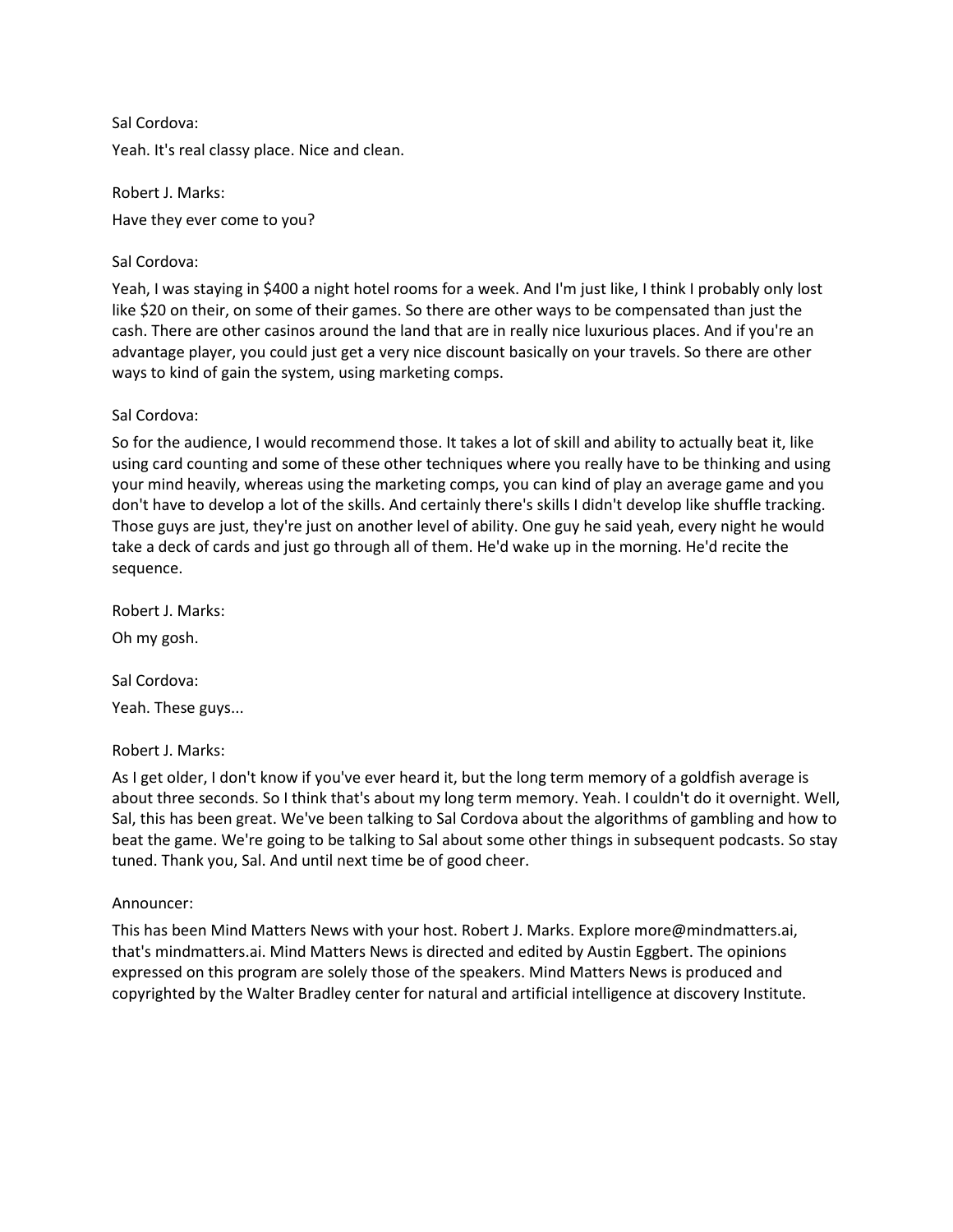Sal Cordova:

Yeah. It's real classy place. Nice and clean.

Robert J. Marks:

Have they ever come to you?

Sal Cordova:

Yeah, I was staying in $400 a night hotel rooms for a week. And I'm just like, I think I probably only lost like $20 on their, on some of their games. So there are other ways to be compensated than just the cash. There are other casinos around the land that are in really nice luxurious places. And if you're an advantage player, you could just get a very nice discount basically on your travels. So there are other ways to kind of gain the system, using marketing comps.

Sal Cordova:

So for the audience, I would recommend those. It takes a lot of skill and ability to actually beat it, like using card counting and some of these other techniques where you really have to be thinking and using your mind heavily, whereas using the marketing comps, you can kind of play an average game and you don't have to develop a lot of the skills. And certainly there's skills I didn't develop like shuffle tracking. Those guys are just, they're just on another level of ability. One guy he said yeah, every night he would take a deck of cards and just go through all of them. He'd wake up in the morning. He'd recite the sequence.

Robert J. Marks:

Oh my gosh.

Sal Cordova:

Yeah. These guys...

Robert J. Marks:

As I get older, I don't know if you've ever heard it, but the long term memory of a goldfish average is about three seconds. So I think that's about my long term memory. Yeah. I couldn't do it overnight. Well, Sal, this has been great. We've been talking to Sal Cordova about the algorithms of gambling and how to beat the game. We're going to be talking to Sal about some other things in subsequent podcasts. So stay tuned. Thank you, Sal. And until next time be of good cheer.

Announcer:

This has been Mind Matters News with your host. Robert J. Marks. Explore more@mindmatters.ai, that's mindmatters.ai. Mind Matters News is directed and edited by Austin Eggbert. The opinions expressed on this program are solely those of the speakers. Mind Matters News is produced and copyrighted by the Walter Bradley center for natural and artificial intelligence at discovery Institute.